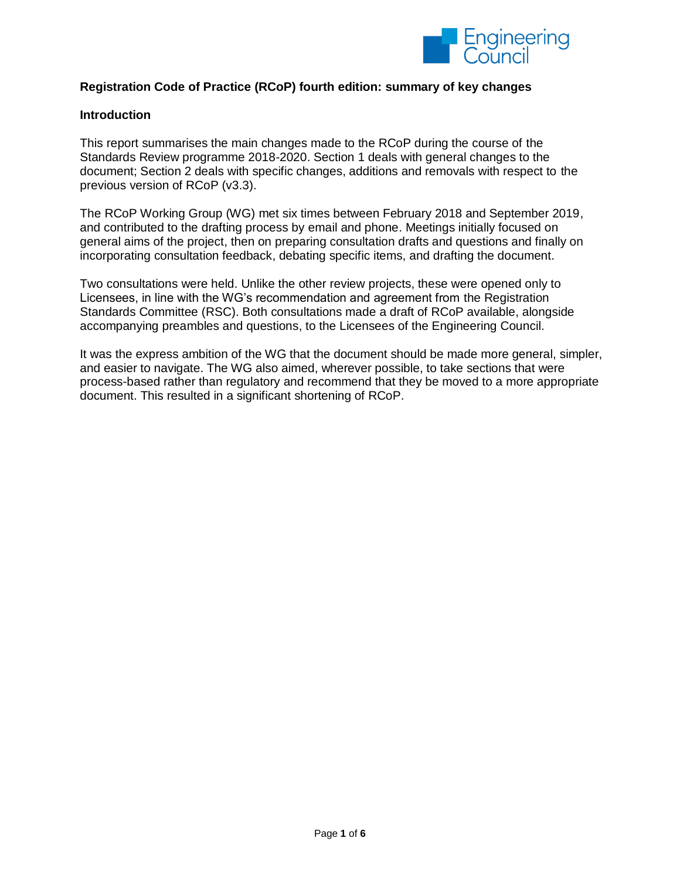**Registration Code of Practice (RCoP) fourth edition: summary of key changes**

**Introduction**

This report summarises the main changes made to the RCoP during the course of the Standards Review programme 2018-2020. Section 1 deals with general changes to the document; Section 2 deals with specific changes, additions and removals with respect to the previous version of RCoP (v3.3).

The RCoP Working Group (WG) met six times between February 2018 and September 2019, and contributed to the drafting process by email and phone. Meetings initially focused on general aims of the project, then on preparing consultation drafts and questions and finally on incorporating consultation feedback, debating specific items, and drafting the document.

Two consultations were held. Unlike the other review projects, these were opened only to Licensees, in line with the WG's recommendation and agreement from the Registration Standards Committee (RSC). Both consultations made a draft of RCoP available, alongside accompanying preambles and questions, to the Licensees of the Engineering Council.

It was the express ambition of the WG that the document should be made more general, simpler, and easier to navigate. The WG also aimed, wherever possible, to take sections that were process-based rather than regulatory and recommend that they be moved to a more appropriate document. This resulted in a significant shortening of RCoP.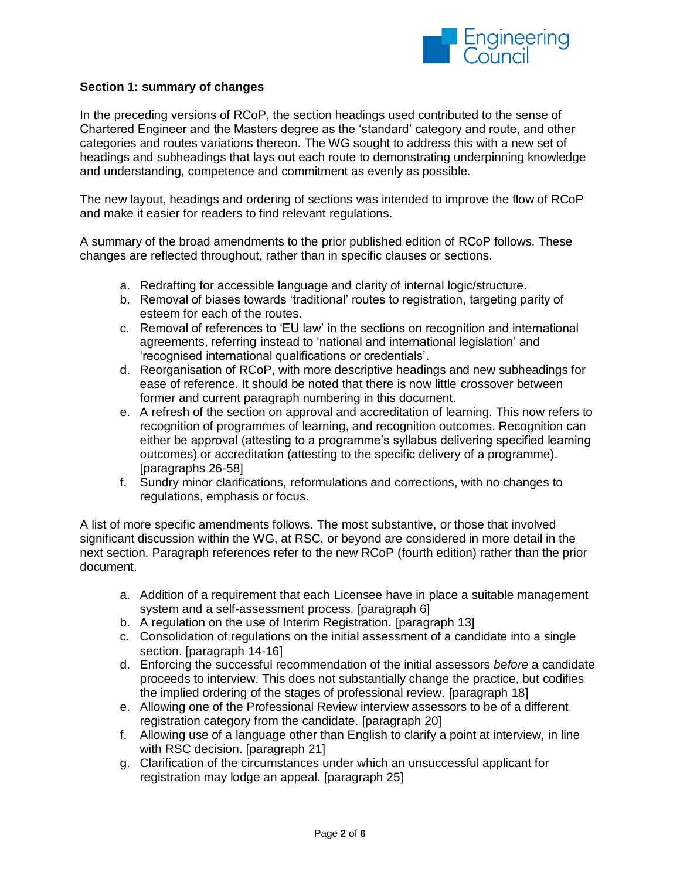**Section 1: summary of changes**

In the preceding versions of RCoP, the section headings used contributed to the sense of Chartered Engineer and the Masters degree as the 'standard' category and route, and other categories and routes variations thereon. The WG sought to address this with a new set of headings and subheadings that lays out each route to demonstrating underpinning knowledge and understanding, competence and commitment as evenly as possible.

The new layout, headings and ordering of sections was intended to improve the flow of RCoP and make it easier for readers to find relevant regulations.

A summary of the broad amendments to the prior published edition of RCoP follows. These changes are reflected throughout, rather than in specific clauses or sections.

a. Redrafting for accessible language and clarity of internal logic/structure.
b. Removal of biases towards 'traditional' routes to registration, targeting parity of esteem for each of the routes.
c. Removal of references to 'EU law' in the sections on recognition and international agreements, referring instead to 'national and international legislation' and 'recognised international qualifications or credentials'.
d. Reorganisation of RCoP, with more descriptive headings and new subheadings for ease of reference. It should be noted that there is now little crossover between former and current paragraph numbering in this document.
e. A refresh of the section on approval and accreditation of learning. This now refers to recognition of programmes of learning, and recognition outcomes. Recognition can either be approval (attesting to a programme's syllabus delivering specified learning outcomes) or accreditation (attesting to the specific delivery of a programme). [paragraphs 26-58]
f. Sundry minor clarifications, reformulations and corrections, with no changes to regulations, emphasis or focus.

A list of more specific amendments follows. The most substantive, or those that involved significant discussion within the WG, at RSC, or beyond are considered in more detail in the next section. Paragraph references refer to the new RCoP (fourth edition) rather than the prior document.

a. Addition of a requirement that each Licensee have in place a suitable management system and a self-assessment process. [paragraph 6]
b. A regulation on the use of Interim Registration. [paragraph 13]
c. Consolidation of regulations on the initial assessment of a candidate into a single section. [paragraph 14-16]
d. Enforcing the successful recommendation of the initial assessors *before* a candidate proceeds to interview. This does not substantially change the practice, but codifies the implied ordering of the stages of professional review. [paragraph 18]
e. Allowing one of the Professional Review interview assessors to be of a different registration category from the candidate. [paragraph 20]
f. Allowing use of a language other than English to clarify a point at interview, in line with RSC decision. [paragraph 21]
g. Clarification of the circumstances under which an unsuccessful applicant for registration may lodge an appeal. [paragraph 25]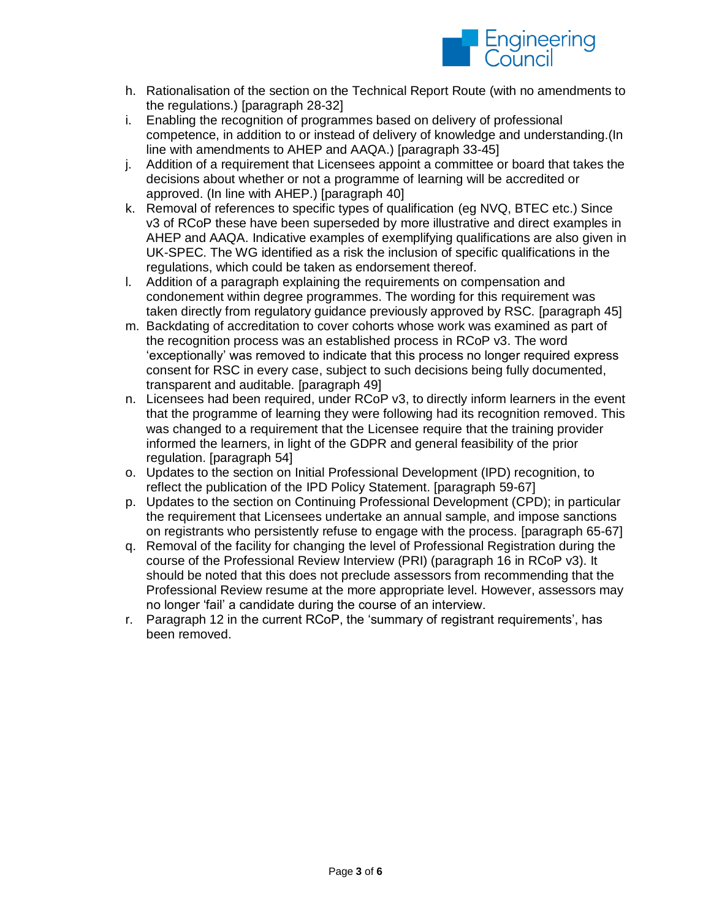h. Rationalisation of the section on the Technical Report Route (with no amendments to the regulations.) [paragraph 28-32]
i. Enabling the recognition of programmes based on delivery of professional competence, in addition to or instead of delivery of knowledge and understanding.(In line with amendments to AHEP and AAQA.) [paragraph 33-45]
j. Addition of a requirement that Licensees appoint a committee or board that takes the decisions about whether or not a programme of learning will be accredited or approved. (In line with AHEP.) [paragraph 40]
k. Removal of references to specific types of qualification (eg NVQ, BTEC etc.) Since v3 of RCoP these have been superseded by more illustrative and direct examples in AHEP and AAQA. Indicative examples of exemplifying qualifications are also given in UK-SPEC. The WG identified as a risk the inclusion of specific qualifications in the regulations, which could be taken as endorsement thereof.
l. Addition of a paragraph explaining the requirements on compensation and condonement within degree programmes. The wording for this requirement was taken directly from regulatory guidance previously approved by RSC. [paragraph 45]
m. Backdating of accreditation to cover cohorts whose work was examined as part of the recognition process was an established process in RCoP v3. The word 'exceptionally' was removed to indicate that this process no longer required express consent for RSC in every case, subject to such decisions being fully documented, transparent and auditable. [paragraph 49]
n. Licensees had been required, under RCoP v3, to directly inform learners in the event that the programme of learning they were following had its recognition removed. This was changed to a requirement that the Licensee require that the training provider informed the learners, in light of the GDPR and general feasibility of the prior regulation. [paragraph 54]
o. Updates to the section on Initial Professional Development (IPD) recognition, to reflect the publication of the IPD Policy Statement. [paragraph 59-67]
p. Updates to the section on Continuing Professional Development (CPD); in particular the requirement that Licensees undertake an annual sample, and impose sanctions on registrants who persistently refuse to engage with the process. [paragraph 65-67]
q. Removal of the facility for changing the level of Professional Registration during the course of the Professional Review Interview (PRI) (paragraph 16 in RCoP v3). It should be noted that this does not preclude assessors from recommending that the Professional Review resume at the more appropriate level. However, assessors may no longer 'fail' a candidate during the course of an interview.
r. Paragraph 12 in the current RCoP, the 'summary of registrant requirements', has been removed.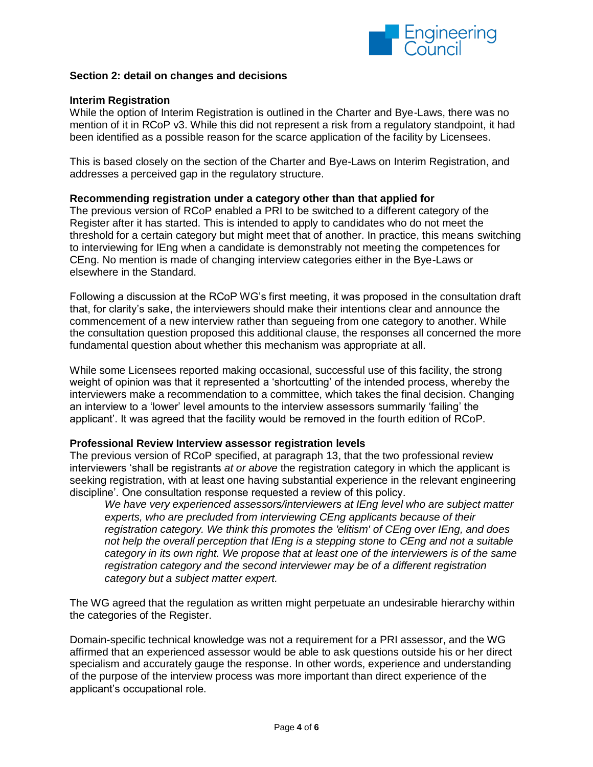## Section 2: detail on changes and decisions

### Interim Registration

While the option of Interim Registration is outlined in the Charter and Bye-Laws, there was no mention of it in RCoP v3. While this did not represent a risk from a regulatory standpoint, it had been identified as a possible reason for the scarce application of the facility by Licensees.

This is based closely on the section of the Charter and Bye-Laws on Interim Registration, and addresses a perceived gap in the regulatory structure.

### Recommending registration under a category other than that applied for

The previous version of RCoP enabled a PRI to be switched to a different category of the Register after it has started. This is intended to apply to candidates who do not meet the threshold for a certain category but might meet that of another. In practice, this means switching to interviewing for IEng when a candidate is demonstrably not meeting the competences for CEng. No mention is made of changing interview categories either in the Bye-Laws or elsewhere in the Standard.

Following a discussion at the RCoP WG's first meeting, it was proposed in the consultation draft that, for clarity's sake, the interviewers should make their intentions clear and announce the commencement of a new interview rather than segueing from one category to another. While the consultation question proposed this additional clause, the responses all concerned the more fundamental question about whether this mechanism was appropriate at all.

While some Licensees reported making occasional, successful use of this facility, the strong weight of opinion was that it represented a 'shortcutting' of the intended process, whereby the interviewers make a recommendation to a committee, which takes the final decision. Changing an interview to a 'lower' level amounts to the interview assessors summarily 'failing' the applicant'. It was agreed that the facility would be removed in the fourth edition of RCoP.

### Professional Review Interview assessor registration levels

The previous version of RCoP specified, at paragraph 13, that the two professional review interviewers 'shall be registrants *at or above* the registration category in which the applicant is seeking registration, with at least one having substantial experience in the relevant engineering discipline'. One consultation response requested a review of this policy.

> *We have very experienced assessors/interviewers at IEng level who are subject matter experts, who are precluded from interviewing CEng applicants because of their registration category. We think this promotes the 'elitism' of CEng over IEng, and does not help the overall perception that IEng is a stepping stone to CEng and not a suitable category in its own right. We propose that at least one of the interviewers is of the same registration category and the second interviewer may be of a different registration category but a subject matter expert.*

The WG agreed that the regulation as written might perpetuate an undesirable hierarchy within the categories of the Register.

Domain-specific technical knowledge was not a requirement for a PRI assessor, and the WG affirmed that an experienced assessor would be able to ask questions outside his or her direct specialism and accurately gauge the response. In other words, experience and understanding of the purpose of the interview process was more important than direct experience of the applicant's occupational role.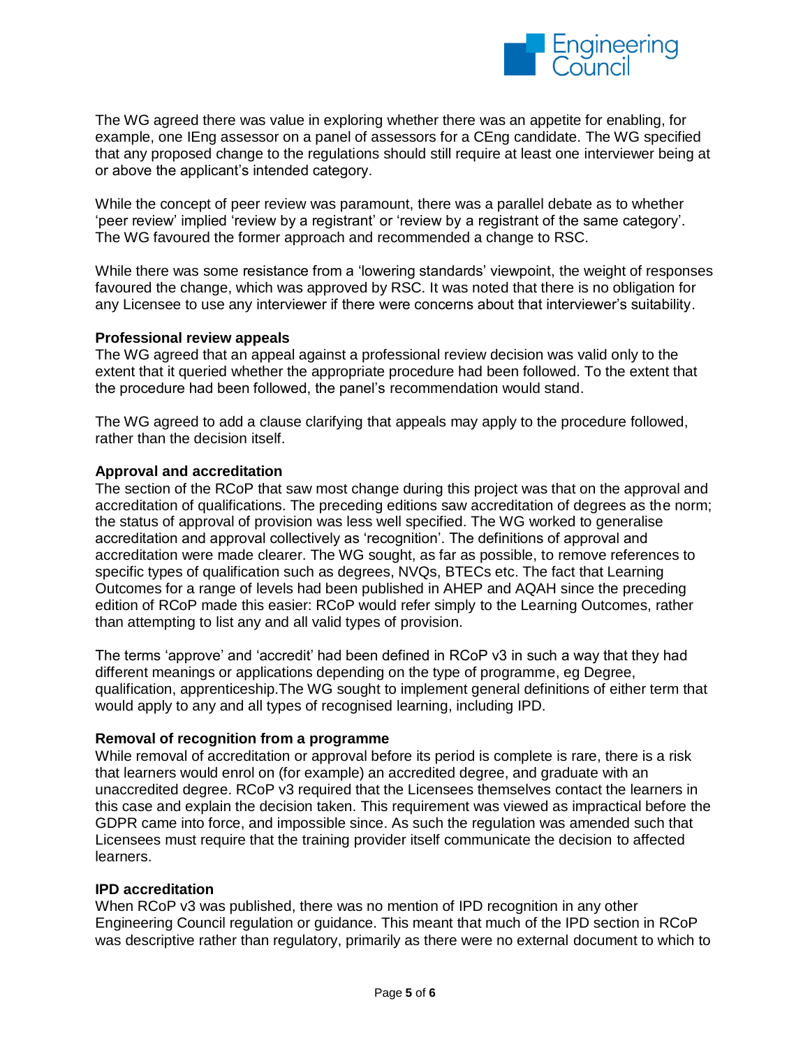The WG agreed there was value in exploring whether there was an appetite for enabling, for example, one IEng assessor on a panel of assessors for a CEng candidate. The WG specified that any proposed change to the regulations should still require at least one interviewer being at or above the applicant's intended category.

While the concept of peer review was paramount, there was a parallel debate as to whether 'peer review' implied 'review by a registrant' or 'review by a registrant of the same category'. The WG favoured the former approach and recommended a change to RSC.

While there was some resistance from a 'lowering standards' viewpoint, the weight of responses favoured the change, which was approved by RSC. It was noted that there is no obligation for any Licensee to use any interviewer if there were concerns about that interviewer's suitability.

**Professional review appeals**

The WG agreed that an appeal against a professional review decision was valid only to the extent that it queried whether the appropriate procedure had been followed. To the extent that the procedure had been followed, the panel's recommendation would stand.

The WG agreed to add a clause clarifying that appeals may apply to the procedure followed, rather than the decision itself.

**Approval and accreditation**

The section of the RCoP that saw most change during this project was that on the approval and accreditation of qualifications. The preceding editions saw accreditation of degrees as the norm; the status of approval of provision was less well specified. The WG worked to generalise accreditation and approval collectively as 'recognition'. The definitions of approval and accreditation were made clearer. The WG sought, as far as possible, to remove references to specific types of qualification such as degrees, NVQs, BTECs etc. The fact that Learning Outcomes for a range of levels had been published in AHEP and AQAH since the preceding edition of RCoP made this easier: RCoP would refer simply to the Learning Outcomes, rather than attempting to list any and all valid types of provision.

The terms 'approve' and 'accredit' had been defined in RCoP v3 in such a way that they had different meanings or applications depending on the type of programme, eg Degree, qualification, apprenticeship.The WG sought to implement general definitions of either term that would apply to any and all types of recognised learning, including IPD.

**Removal of recognition from a programme**

While removal of accreditation or approval before its period is complete is rare, there is a risk that learners would enrol on (for example) an accredited degree, and graduate with an unaccredited degree. RCoP v3 required that the Licensees themselves contact the learners in this case and explain the decision taken. This requirement was viewed as impractical before the GDPR came into force, and impossible since. As such the regulation was amended such that Licensees must require that the training provider itself communicate the decision to affected learners.

**IPD accreditation**

When RCoP v3 was published, there was no mention of IPD recognition in any other Engineering Council regulation or guidance. This meant that much of the IPD section in RCoP was descriptive rather than regulatory, primarily as there were no external document to which to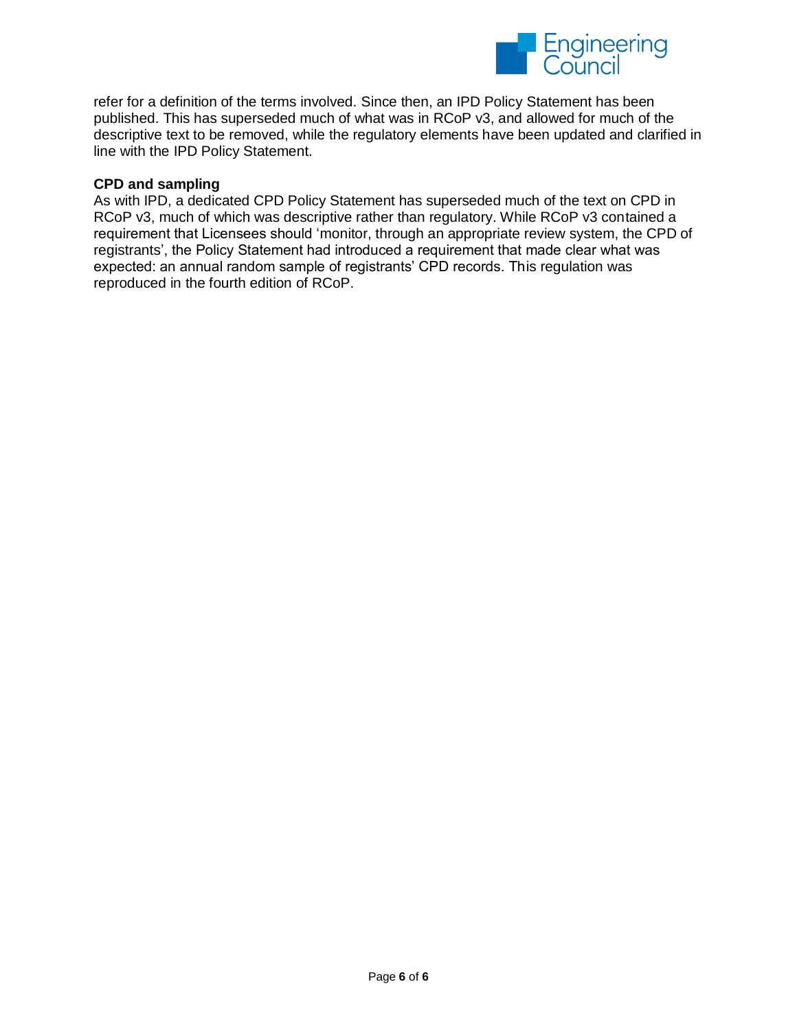refer for a definition of the terms involved. Since then, an IPD Policy Statement has been published. This has superseded much of what was in RCoP v3, and allowed for much of the descriptive text to be removed, while the regulatory elements have been updated and clarified in line with the IPD Policy Statement.

**CPD and sampling**

As with IPD, a dedicated CPD Policy Statement has superseded much of the text on CPD in RCoP v3, much of which was descriptive rather than regulatory. While RCoP v3 contained a requirement that Licensees should 'monitor, through an appropriate review system, the CPD of registrants', the Policy Statement had introduced a requirement that made clear what was expected: an annual random sample of registrants' CPD records. This regulation was reproduced in the fourth edition of RCoP.